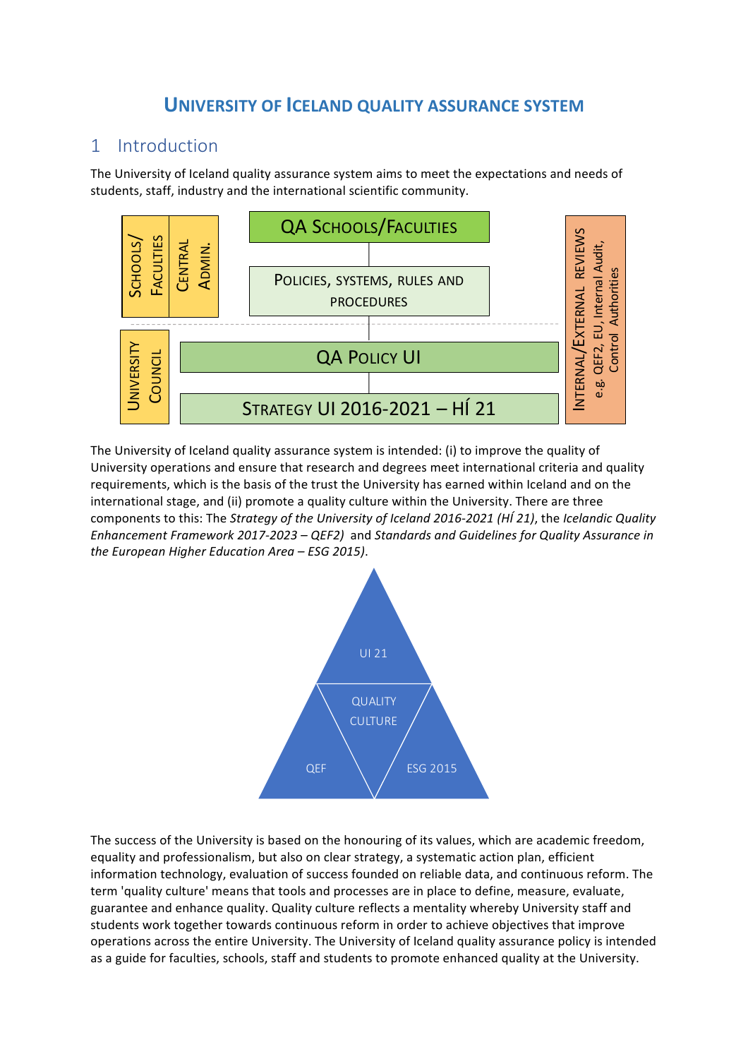# University of Iceland quality assurance system

## 1 Introduction

The University of Iceland quality assurance system aims to meet the expectations and needs of students, staff, industry and the international scientific community.

Schools/Faculties | Central Admin.

QA Schools/Faculties

Policies, systems, rules and procedures

University Council

QA Policy UI

Strategy UI 2016-2021 – HÍ 21

Internal/External reviews
e.g. QEF2, EU, Internal Audit, Control Authorities

The University of Iceland quality assurance system is intended: (i) to improve the quality of University operations and ensure that research and degrees meet international criteria and quality requirements, which is the basis of the trust the University has earned within Iceland and on the international stage, and (ii) promote a quality culture within the University. There are three components to this: The *Strategy of the University of Iceland 2016-2021 (HÍ 21)*, the *Icelandic Quality Enhancement Framework 2017-2023 – QEF2)* and *Standards and Guidelines for Quality Assurance in the European Higher Education Area – ESG 2015).*

UI 21

Quality culture

QEF

ESG 2015

The success of the University is based on the honouring of its values, which are academic freedom, equality and professionalism, but also on clear strategy, a systematic action plan, efficient information technology, evaluation of success founded on reliable data, and continuous reform. The term 'quality culture' means that tools and processes are in place to define, measure, evaluate, guarantee and enhance quality. Quality culture reflects a mentality whereby University staff and students work together towards continuous reform in order to achieve objectives that improve operations across the entire University. The University of Iceland quality assurance policy is intended as a guide for faculties, schools, staff and students to promote enhanced quality at the University.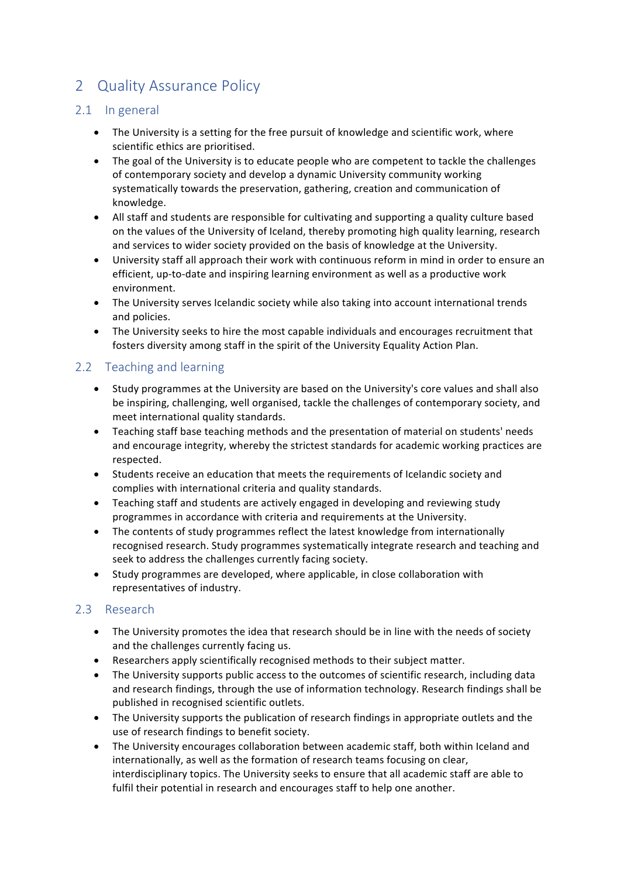# 2 Quality Assurance Policy

## 2.1 In general

- The University is a setting for the free pursuit of knowledge and scientific work, where scientific ethics are prioritised.
- The goal of the University is to educate people who are competent to tackle the challenges of contemporary society and develop a dynamic University community working systematically towards the preservation, gathering, creation and communication of knowledge.
- All staff and students are responsible for cultivating and supporting a quality culture based on the values of the University of Iceland, thereby promoting high quality learning, research and services to wider society provided on the basis of knowledge at the University.
- University staff all approach their work with continuous reform in mind in order to ensure an efficient, up-to-date and inspiring learning environment as well as a productive work environment.
- The University serves Icelandic society while also taking into account international trends and policies.
- The University seeks to hire the most capable individuals and encourages recruitment that fosters diversity among staff in the spirit of the University Equality Action Plan.

## 2.2 Teaching and learning

- Study programmes at the University are based on the University's core values and shall also be inspiring, challenging, well organised, tackle the challenges of contemporary society, and meet international quality standards.
- Teaching staff base teaching methods and the presentation of material on students' needs and encourage integrity, whereby the strictest standards for academic working practices are respected.
- Students receive an education that meets the requirements of Icelandic society and complies with international criteria and quality standards.
- Teaching staff and students are actively engaged in developing and reviewing study programmes in accordance with criteria and requirements at the University.
- The contents of study programmes reflect the latest knowledge from internationally recognised research. Study programmes systematically integrate research and teaching and seek to address the challenges currently facing society.
- Study programmes are developed, where applicable, in close collaboration with representatives of industry.

## 2.3 Research

- The University promotes the idea that research should be in line with the needs of society and the challenges currently facing us.
- Researchers apply scientifically recognised methods to their subject matter.
- The University supports public access to the outcomes of scientific research, including data and research findings, through the use of information technology. Research findings shall be published in recognised scientific outlets.
- The University supports the publication of research findings in appropriate outlets and the use of research findings to benefit society.
- The University encourages collaboration between academic staff, both within Iceland and internationally, as well as the formation of research teams focusing on clear, interdisciplinary topics. The University seeks to ensure that all academic staff are able to fulfil their potential in research and encourages staff to help one another.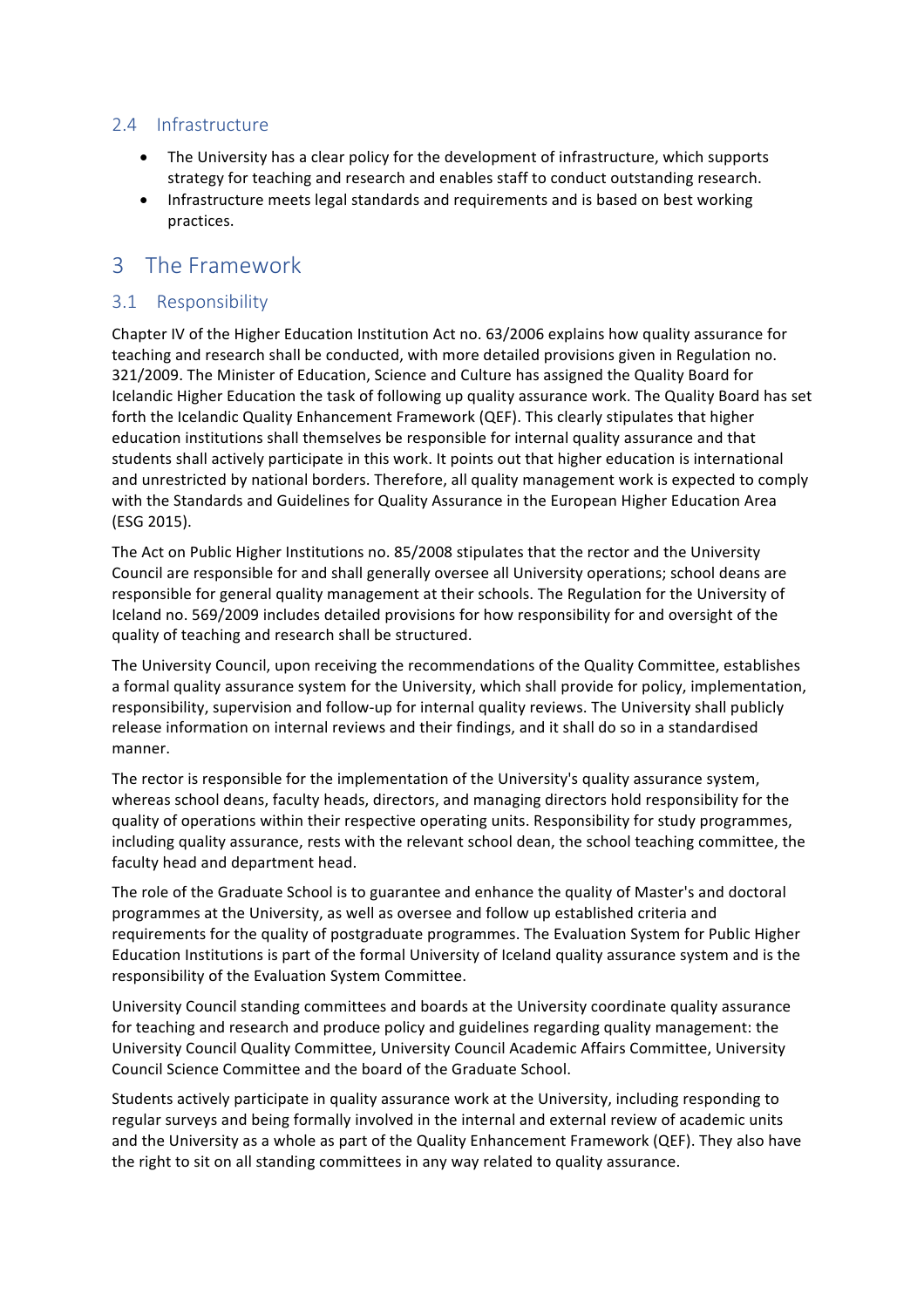### 2.4 Infrastructure

- The University has a clear policy for the development of infrastructure, which supports strategy for teaching and research and enables staff to conduct outstanding research.
- Infrastructure meets legal standards and requirements and is based on best working practices.

## 3 The Framework

### 3.1 Responsibility

Chapter IV of the Higher Education Institution Act no. 63/2006 explains how quality assurance for teaching and research shall be conducted, with more detailed provisions given in Regulation no. 321/2009. The Minister of Education, Science and Culture has assigned the Quality Board for Icelandic Higher Education the task of following up quality assurance work. The Quality Board has set forth the Icelandic Quality Enhancement Framework (QEF). This clearly stipulates that higher education institutions shall themselves be responsible for internal quality assurance and that students shall actively participate in this work. It points out that higher education is international and unrestricted by national borders. Therefore, all quality management work is expected to comply with the Standards and Guidelines for Quality Assurance in the European Higher Education Area (ESG 2015).

The Act on Public Higher Institutions no. 85/2008 stipulates that the rector and the University Council are responsible for and shall generally oversee all University operations; school deans are responsible for general quality management at their schools. The Regulation for the University of Iceland no. 569/2009 includes detailed provisions for how responsibility for and oversight of the quality of teaching and research shall be structured.

The University Council, upon receiving the recommendations of the Quality Committee, establishes a formal quality assurance system for the University, which shall provide for policy, implementation, responsibility, supervision and follow-up for internal quality reviews. The University shall publicly release information on internal reviews and their findings, and it shall do so in a standardised manner.

The rector is responsible for the implementation of the University's quality assurance system, whereas school deans, faculty heads, directors, and managing directors hold responsibility for the quality of operations within their respective operating units. Responsibility for study programmes, including quality assurance, rests with the relevant school dean, the school teaching committee, the faculty head and department head.

The role of the Graduate School is to guarantee and enhance the quality of Master's and doctoral programmes at the University, as well as oversee and follow up established criteria and requirements for the quality of postgraduate programmes. The Evaluation System for Public Higher Education Institutions is part of the formal University of Iceland quality assurance system and is the responsibility of the Evaluation System Committee.

University Council standing committees and boards at the University coordinate quality assurance for teaching and research and produce policy and guidelines regarding quality management: the University Council Quality Committee, University Council Academic Affairs Committee, University Council Science Committee and the board of the Graduate School.

Students actively participate in quality assurance work at the University, including responding to regular surveys and being formally involved in the internal and external review of academic units and the University as a whole as part of the Quality Enhancement Framework (QEF). They also have the right to sit on all standing committees in any way related to quality assurance.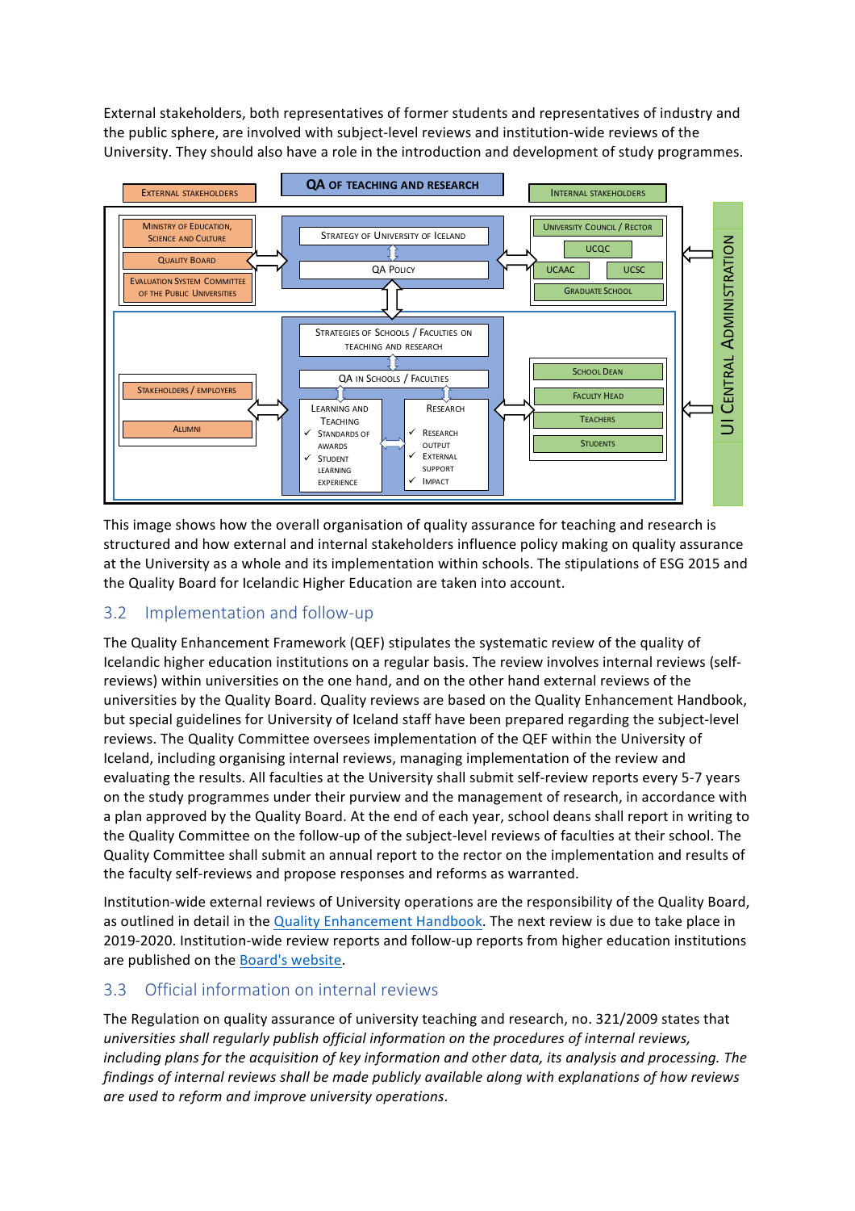External stakeholders, both representatives of former students and representatives of industry and the public sphere, are involved with subject-level reviews and institution-wide reviews of the University. They should also have a role in the introduction and development of study programmes.

**QA of Teaching and Research**

**External stakeholders**
- Ministry of Education, Science and Culture
- Quality Board
- Evaluation System Committee of the Public Universities
- Stakeholders / Employers
- Alumni

**Strategy and QA**
- Strategy of University of Iceland
- QA Policy
- Strategies of Schools / Faculties on Teaching and Research
- QA in Schools / Faculties
- Learning and Teaching
  - ✓ Standards of awards
  - ✓ Student learning experience
- Research
  - ✓ Research output
  - ✓ External support
  - ✓ Impact

**Internal stakeholders**
- University Council / Rector
- UCQC
- UCAAC
- UCSC
- Graduate School
- School Dean
- Faculty Head
- Teachers
- Students

**UI Central Administration**

This image shows how the overall organisation of quality assurance for teaching and research is structured and how external and internal stakeholders influence policy making on quality assurance at the University as a whole and its implementation within schools. The stipulations of ESG 2015 and the Quality Board for Icelandic Higher Education are taken into account.

## 3.2 Implementation and follow-up

The Quality Enhancement Framework (QEF) stipulates the systematic review of the quality of Icelandic higher education institutions on a regular basis. The review involves internal reviews (self-reviews) within universities on the one hand, and on the other hand external reviews of the universities by the Quality Board. Quality reviews are based on the Quality Enhancement Handbook, but special guidelines for University of Iceland staff have been prepared regarding the subject-level reviews. The Quality Committee oversees implementation of the QEF within the University of Iceland, including organising internal reviews, managing implementation of the review and evaluating the results. All faculties at the University shall submit self-review reports every 5-7 years on the study programmes under their purview and the management of research, in accordance with a plan approved by the Quality Board. At the end of each year, school deans shall report in writing to the Quality Committee on the follow-up of the subject-level reviews of faculties at their school. The Quality Committee shall submit an annual report to the rector on the implementation and results of the faculty self-reviews and propose responses and reforms as warranted.

Institution-wide external reviews of University operations are the responsibility of the Quality Board, as outlined in detail in the Quality Enhancement Handbook. The next review is due to take place in 2019-2020. Institution-wide review reports and follow-up reports from higher education institutions are published on the Board's website.

## 3.3 Official information on internal reviews

The Regulation on quality assurance of university teaching and research, no. 321/2009 states that *universities shall regularly publish official information on the procedures of internal reviews, including plans for the acquisition of key information and other data, its analysis and processing. The findings of internal reviews shall be made publicly available along with explanations of how reviews are used to reform and improve university operations*.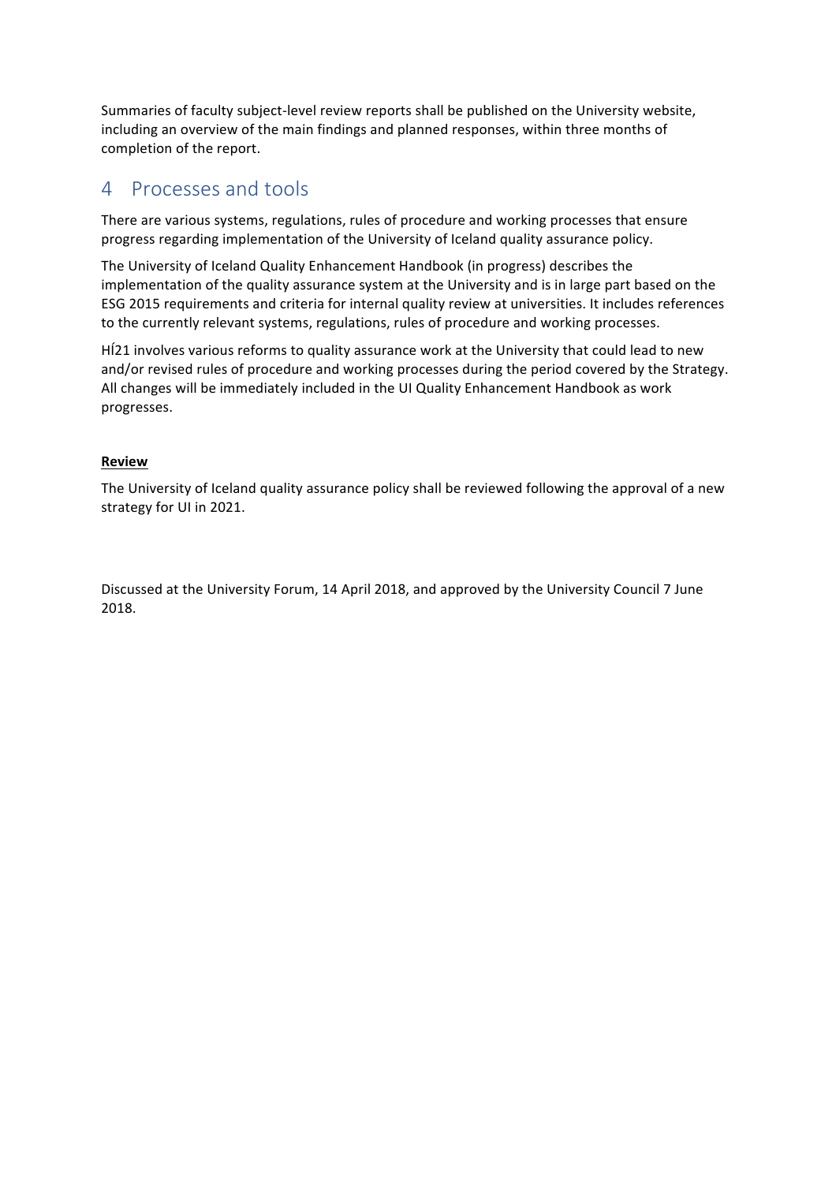Summaries of faculty subject-level review reports shall be published on the University website, including an overview of the main findings and planned responses, within three months of completion of the report.

## 4 Processes and tools

There are various systems, regulations, rules of procedure and working processes that ensure progress regarding implementation of the University of Iceland quality assurance policy.

The University of Iceland Quality Enhancement Handbook (in progress) describes the implementation of the quality assurance system at the University and is in large part based on the ESG 2015 requirements and criteria for internal quality review at universities. It includes references to the currently relevant systems, regulations, rules of procedure and working processes.

HÍ21 involves various reforms to quality assurance work at the University that could lead to new and/or revised rules of procedure and working processes during the period covered by the Strategy. All changes will be immediately included in the UI Quality Enhancement Handbook as work progresses.

**Review**

The University of Iceland quality assurance policy shall be reviewed following the approval of a new strategy for UI in 2021.

Discussed at the University Forum, 14 April 2018, and approved by the University Council 7 June 2018.